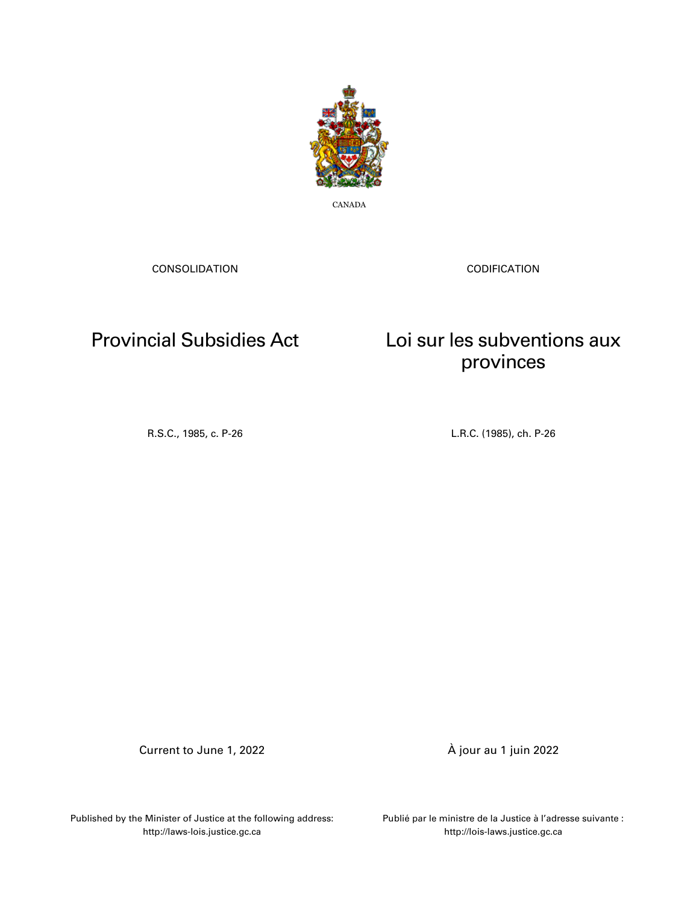CANADA

CONSOLIDATION

# Provincial Subsidies Act

R.S.C., 1985, c. P-26

Current to June 1, 2022

Published by the Minister of Justice at the following address:
http://laws-lois.justice.gc.ca

CODIFICATION

# Loi sur les subventions aux provinces

L.R.C. (1985), ch. P-26

À jour au 1 juin 2022

Publié par le ministre de la Justice à l'adresse suivante :
http://lois-laws.justice.gc.ca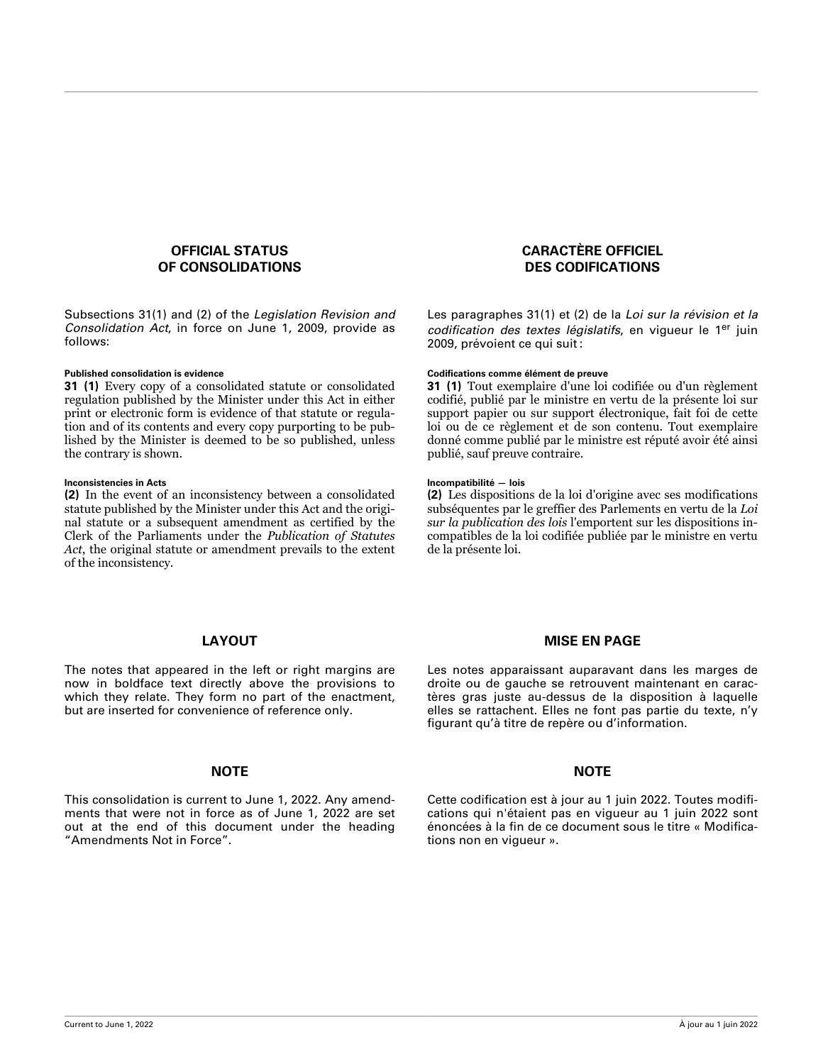## OFFICIAL STATUS OF CONSOLIDATIONS

Subsections 31(1) and (2) of the *Legislation Revision and Consolidation Act*, in force on June 1, 2009, provide as follows:

**Published consolidation is evidence**

**31 (1)** Every copy of a consolidated statute or consolidated regulation published by the Minister under this Act in either print or electronic form is evidence of that statute or regulation and of its contents and every copy purporting to be published by the Minister is deemed to be so published, unless the contrary is shown.

**Inconsistencies in Acts**

**(2)** In the event of an inconsistency between a consolidated statute published by the Minister under this Act and the original statute or a subsequent amendment as certified by the Clerk of the Parliaments under the *Publication of Statutes Act*, the original statute or amendment prevails to the extent of the inconsistency.

## LAYOUT

The notes that appeared in the left or right margins are now in boldface text directly above the provisions to which they relate. They form no part of the enactment, but are inserted for convenience of reference only.

## NOTE

This consolidation is current to June 1, 2022. Any amendments that were not in force as of June 1, 2022 are set out at the end of this document under the heading “Amendments Not in Force”.

## CARACTÈRE OFFICIEL DES CODIFICATIONS

Les paragraphes 31(1) et (2) de la *Loi sur la révision et la codification des textes législatifs*, en vigueur le 1er juin 2009, prévoient ce qui suit :

**Codifications comme élément de preuve**

**31 (1)** Tout exemplaire d'une loi codifiée ou d'un règlement codifié, publié par le ministre en vertu de la présente loi sur support papier ou sur support électronique, fait foi de cette loi ou de ce règlement et de son contenu. Tout exemplaire donné comme publié par le ministre est réputé avoir été ainsi publié, sauf preuve contraire.

**Incompatibilité — lois**

**(2)** Les dispositions de la loi d'origine avec ses modifications subséquentes par le greffier des Parlements en vertu de la *Loi sur la publication des lois* l'emportent sur les dispositions incompatibles de la loi codifiée publiée par le ministre en vertu de la présente loi.

## MISE EN PAGE

Les notes apparaissant auparavant dans les marges de droite ou de gauche se retrouvent maintenant en caractères gras juste au-dessus de la disposition à laquelle elles se rattachent. Elles ne font pas partie du texte, n’y figurant qu’à titre de repère ou d’information.

## NOTE

Cette codification est à jour au 1 juin 2022. Toutes modifications qui n'étaient pas en vigueur au 1 juin 2022 sont énoncées à la fin de ce document sous le titre « Modifications non en vigueur ».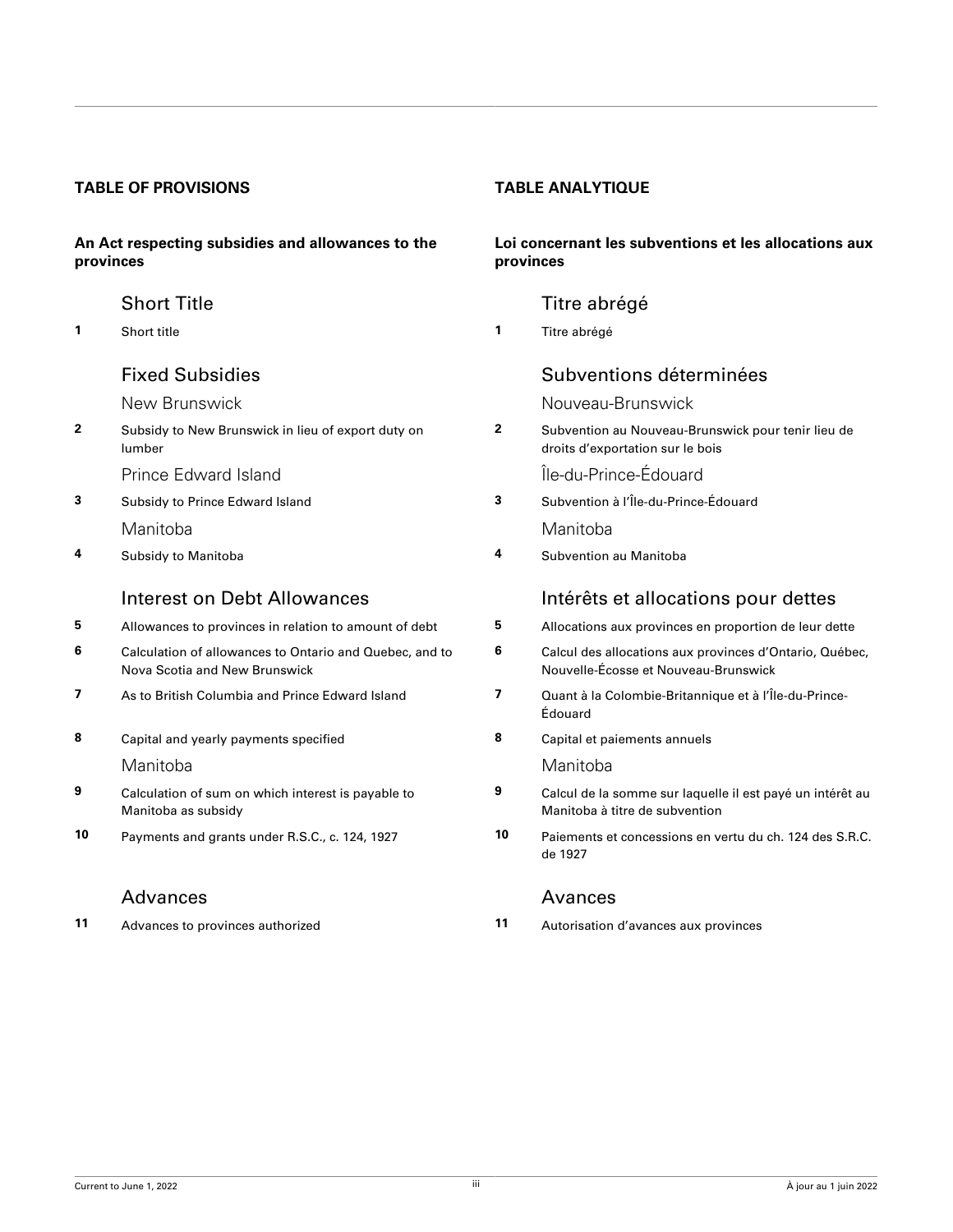## TABLE OF PROVISIONS

### An Act respecting subsidies and allowances to the provinces

#### Short Title

**1** Short title

#### Fixed Subsidies

New Brunswick

**2** Subsidy to New Brunswick in lieu of export duty on lumber

Prince Edward Island

**3** Subsidy to Prince Edward Island

Manitoba

**4** Subsidy to Manitoba

#### Interest on Debt Allowances

**5** Allowances to provinces in relation to amount of debt

**6** Calculation of allowances to Ontario and Quebec, and to Nova Scotia and New Brunswick

**7** As to British Columbia and Prince Edward Island

**8** Capital and yearly payments specified

Manitoba

**9** Calculation of sum on which interest is payable to Manitoba as subsidy

**10** Payments and grants under R.S.C., c. 124, 1927

#### Advances

**11** Advances to provinces authorized

## TABLE ANALYTIQUE

### Loi concernant les subventions et les allocations aux provinces

#### Titre abrégé

**1** Titre abrégé

#### Subventions déterminées

Nouveau-Brunswick

**2** Subvention au Nouveau-Brunswick pour tenir lieu de droits d’exportation sur le bois

Île-du-Prince-Édouard

**3** Subvention à l’Île-du-Prince-Édouard

Manitoba

**4** Subvention au Manitoba

#### Intérêts et allocations pour dettes

**5** Allocations aux provinces en proportion de leur dette

**6** Calcul des allocations aux provinces d’Ontario, Québec, Nouvelle-Écosse et Nouveau-Brunswick

**7** Quant à la Colombie-Britannique et à l’Île-du-Prince-Édouard

**8** Capital et paiements annuels

Manitoba

**9** Calcul de la somme sur laquelle il est payé un intérêt au Manitoba à titre de subvention

**10** Paiements et concessions en vertu du ch. 124 des S.R.C. de 1927

#### Avances

**11** Autorisation d’avances aux provinces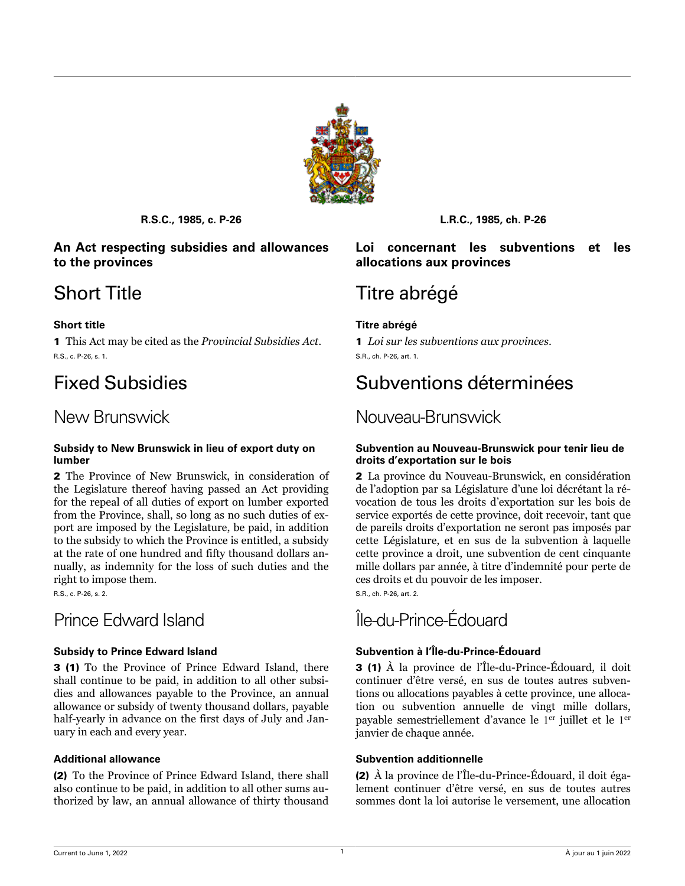R.S.C., 1985, c. P-26

## An Act respecting subsidies and allowances to the provinces

# Short Title

### Short title

**1** This Act may be cited as the *Provincial Subsidies Act*.

R.S., c. P-26, s. 1.

# Fixed Subsidies

## New Brunswick

### Subsidy to New Brunswick in lieu of export duty on lumber

**2** The Province of New Brunswick, in consideration of the Legislature thereof having passed an Act providing for the repeal of all duties of export on lumber exported from the Province, shall, so long as no such duties of export are imposed by the Legislature, be paid, in addition to the subsidy to which the Province is entitled, a subsidy at the rate of one hundred and fifty thousand dollars annually, as indemnity for the loss of such duties and the right to impose them.

R.S., c. P-26, s. 2.

## Prince Edward Island

### Subsidy to Prince Edward Island

**3 (1)** To the Province of Prince Edward Island, there shall continue to be paid, in addition to all other subsidies and allowances payable to the Province, an annual allowance or subsidy of twenty thousand dollars, payable half-yearly in advance on the first days of July and January in each and every year.

### Additional allowance

**(2)** To the Province of Prince Edward Island, there shall also continue to be paid, in addition to all other sums authorized by law, an annual allowance of thirty thousand

L.R.C., 1985, ch. P-26

## Loi concernant les subventions et les allocations aux provinces

# Titre abrégé

### Titre abrégé

**1** *Loi sur les subventions aux provinces*.

S.R., ch. P-26, art. 1.

# Subventions déterminées

## Nouveau-Brunswick

### Subvention au Nouveau-Brunswick pour tenir lieu de droits d'exportation sur le bois

**2** La province du Nouveau-Brunswick, en considération de l'adoption par sa Législature d'une loi décrétant la révocation de tous les droits d'exportation sur les bois de service exportés de cette province, doit recevoir, tant que de pareils droits d'exportation ne seront pas imposés par cette Législature, et en sus de la subvention à laquelle cette province a droit, une subvention de cent cinquante mille dollars par année, à titre d'indemnité pour perte de ces droits et du pouvoir de les imposer.

S.R., ch. P-26, art. 2.

## Île-du-Prince-Édouard

### Subvention à l'Île-du-Prince-Édouard

**3 (1)** À la province de l'Île-du-Prince-Édouard, il doit continuer d'être versé, en sus de toutes autres subventions ou allocations payables à cette province, une allocation ou subvention annuelle de vingt mille dollars, payable semestriellement d'avance le 1er juillet et le 1er janvier de chaque année.

### Subvention additionnelle

**(2)** À la province de l'Île-du-Prince-Édouard, il doit également continuer d'être versé, en sus de toutes autres sommes dont la loi autorise le versement, une allocation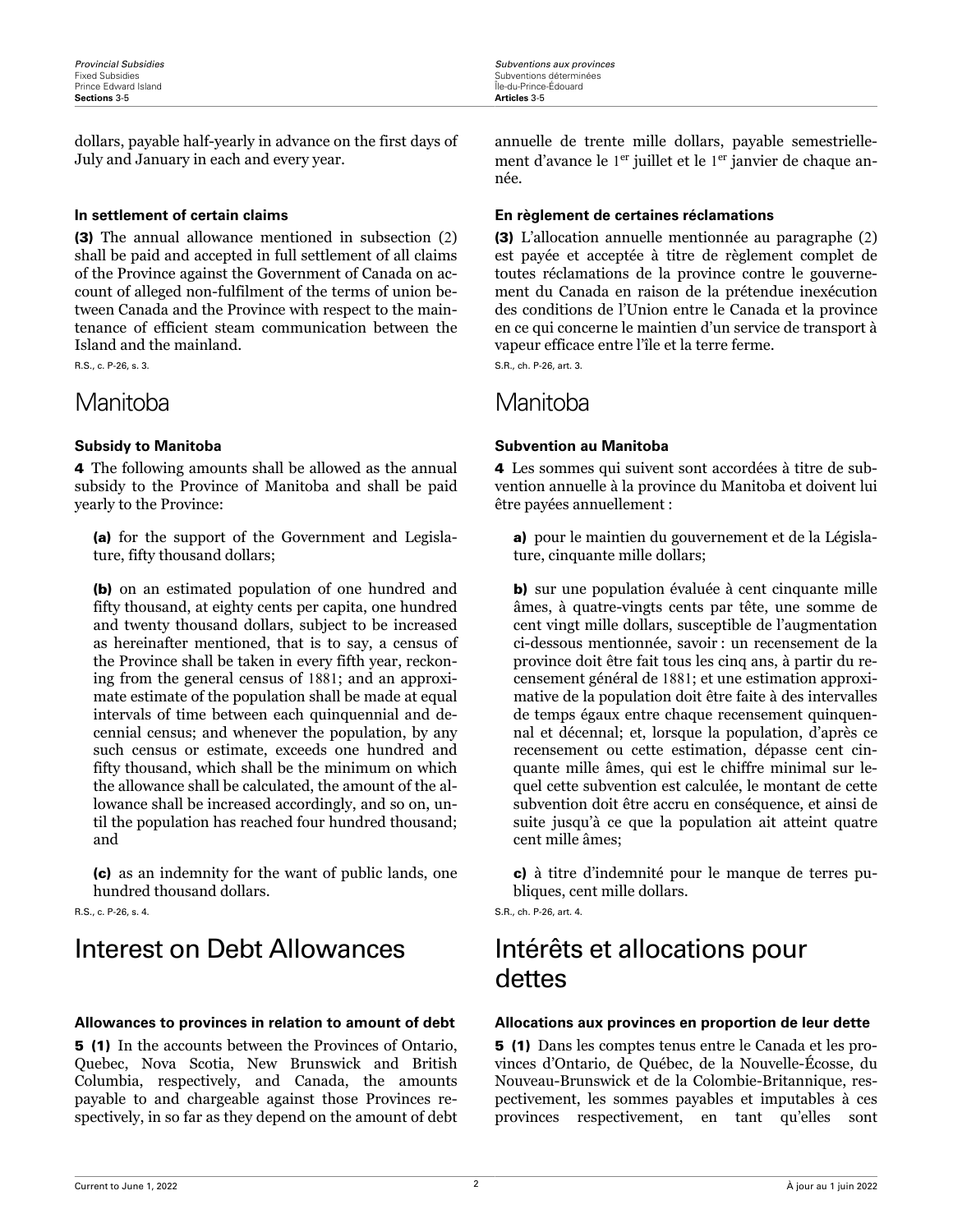dollars, payable half-yearly in advance on the first days of July and January in each and every year.

annuelle de trente mille dollars, payable semestriellement d'avance le 1er juillet et le 1er janvier de chaque année.

#### In settlement of certain claims

**(3)** The annual allowance mentioned in subsection (2) shall be paid and accepted in full settlement of all claims of the Province against the Government of Canada on account of alleged non-fulfilment of the terms of union between Canada and the Province with respect to the maintenance of efficient steam communication between the Island and the mainland.

R.S., c. P-26, s. 3.

#### En règlement de certaines réclamations

**(3)** L'allocation annuelle mentionnée au paragraphe (2) est payée et acceptée à titre de règlement complet de toutes réclamations de la province contre le gouvernement du Canada en raison de la prétendue inexécution des conditions de l'Union entre le Canada et la province en ce qui concerne le maintien d'un service de transport à vapeur efficace entre l'île et la terre ferme.

S.R., ch. P-26, art. 3.

## Manitoba

#### Subsidy to Manitoba

**4** The following amounts shall be allowed as the annual subsidy to the Province of Manitoba and shall be paid yearly to the Province:

**(a)** for the support of the Government and Legislature, fifty thousand dollars;

**(b)** on an estimated population of one hundred and fifty thousand, at eighty cents per capita, one hundred and twenty thousand dollars, subject to be increased as hereinafter mentioned, that is to say, a census of the Province shall be taken in every fifth year, reckoning from the general census of 1881; and an approximate estimate of the population shall be made at equal intervals of time between each quinquennial and decennial census; and whenever the population, by any such census or estimate, exceeds one hundred and fifty thousand, which shall be the minimum on which the allowance shall be calculated, the amount of the allowance shall be increased accordingly, and so on, until the population has reached four hundred thousand; and

**(c)** as an indemnity for the want of public lands, one hundred thousand dollars.

R.S., c. P-26, s. 4.

## Manitoba

#### Subvention au Manitoba

**4** Les sommes qui suivent sont accordées à titre de subvention annuelle à la province du Manitoba et doivent lui être payées annuellement :

**a)** pour le maintien du gouvernement et de la Législature, cinquante mille dollars;

**b)** sur une population évaluée à cent cinquante mille âmes, à quatre-vingts cents par tête, une somme de cent vingt mille dollars, susceptible de l'augmentation ci-dessous mentionnée, savoir : un recensement de la province doit être fait tous les cinq ans, à partir du recensement général de 1881; et une estimation approximative de la population doit être faite à des intervalles de temps égaux entre chaque recensement quinquennal et décennal; et, lorsque la population, d'après ce recensement ou cette estimation, dépasse cent cinquante mille âmes, qui est le chiffre minimal sur lequel cette subvention est calculée, le montant de cette subvention doit être accru en conséquence, et ainsi de suite jusqu'à ce que la population ait atteint quatre cent mille âmes;

**c)** à titre d'indemnité pour le manque de terres publiques, cent mille dollars.

S.R., ch. P-26, art. 4.

## Interest on Debt Allowances

#### Allowances to provinces in relation to amount of debt

**5 (1)** In the accounts between the Provinces of Ontario, Quebec, Nova Scotia, New Brunswick and British Columbia, respectively, and Canada, the amounts payable to and chargeable against those Provinces respectively, in so far as they depend on the amount of debt

## Intérêts et allocations pour dettes

#### Allocations aux provinces en proportion de leur dette

**5 (1)** Dans les comptes tenus entre le Canada et les provinces d'Ontario, de Québec, de la Nouvelle-Écosse, du Nouveau-Brunswick et de la Colombie-Britannique, respectivement, les sommes payables et imputables à ces provinces respectivement, en tant qu'elles sont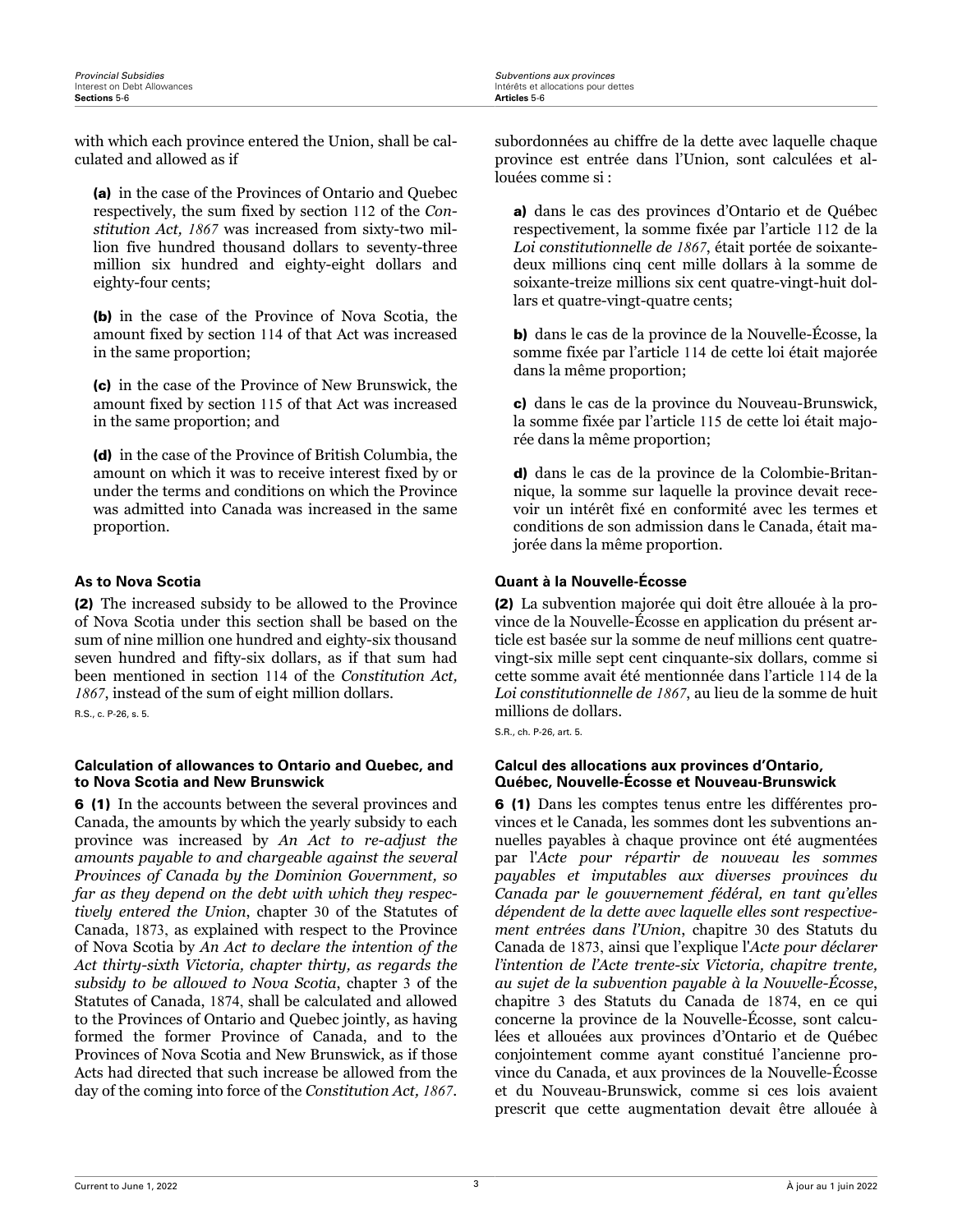with which each province entered the Union, shall be calculated and allowed as if

**(a)** in the case of the Provinces of Ontario and Quebec respectively, the sum fixed by section 112 of the *Constitution Act, 1867* was increased from sixty-two million five hundred thousand dollars to seventy-three million six hundred and eighty-eight dollars and eighty-four cents;

**(b)** in the case of the Province of Nova Scotia, the amount fixed by section 114 of that Act was increased in the same proportion;

**(c)** in the case of the Province of New Brunswick, the amount fixed by section 115 of that Act was increased in the same proportion; and

**(d)** in the case of the Province of British Columbia, the amount on which it was to receive interest fixed by or under the terms and conditions on which the Province was admitted into Canada was increased in the same proportion.

#### As to Nova Scotia

**(2)** The increased subsidy to be allowed to the Province of Nova Scotia under this section shall be based on the sum of nine million one hundred and eighty-six thousand seven hundred and fifty-six dollars, as if that sum had been mentioned in section 114 of the *Constitution Act, 1867*, instead of the sum of eight million dollars.

R.S., c. P-26, s. 5.

#### Calculation of allowances to Ontario and Quebec, and to Nova Scotia and New Brunswick

**6 (1)** In the accounts between the several provinces and Canada, the amounts by which the yearly subsidy to each province was increased by *An Act to re-adjust the amounts payable to and chargeable against the several Provinces of Canada by the Dominion Government, so far as they depend on the debt with which they respectively entered the Union*, chapter 30 of the Statutes of Canada, 1873, as explained with respect to the Province of Nova Scotia by *An Act to declare the intention of the Act thirty-sixth Victoria, chapter thirty, as regards the subsidy to be allowed to Nova Scotia*, chapter 3 of the Statutes of Canada, 1874, shall be calculated and allowed to the Provinces of Ontario and Quebec jointly, as having formed the former Province of Canada, and to the Provinces of Nova Scotia and New Brunswick, as if those Acts had directed that such increase be allowed from the day of the coming into force of the *Constitution Act, 1867*.

subordonnées au chiffre de la dette avec laquelle chaque province est entrée dans l'Union, sont calculées et allouées comme si :

**a)** dans le cas des provinces d'Ontario et de Québec respectivement, la somme fixée par l'article 112 de la *Loi constitutionnelle de 1867*, était portée de soixante-deux millions cinq cent mille dollars à la somme de soixante-treize millions six cent quatre-vingt-huit dollars et quatre-vingt-quatre cents;

**b)** dans le cas de la province de la Nouvelle-Écosse, la somme fixée par l'article 114 de cette loi était majorée dans la même proportion;

**c)** dans le cas de la province du Nouveau-Brunswick, la somme fixée par l'article 115 de cette loi était majorée dans la même proportion;

**d)** dans le cas de la province de la Colombie-Britannique, la somme sur laquelle la province devait recevoir un intérêt fixé en conformité avec les termes et conditions de son admission dans le Canada, était majorée dans la même proportion.

#### Quant à la Nouvelle-Écosse

**(2)** La subvention majorée qui doit être allouée à la province de la Nouvelle-Écosse en application du présent article est basée sur la somme de neuf millions cent quatre-vingt-six mille sept cent cinquante-six dollars, comme si cette somme avait été mentionnée dans l'article 114 de la *Loi constitutionnelle de 1867*, au lieu de la somme de huit millions de dollars.

S.R., ch. P-26, art. 5.

#### Calcul des allocations aux provinces d'Ontario, Québec, Nouvelle-Écosse et Nouveau-Brunswick

**6 (1)** Dans les comptes tenus entre les différentes provinces et le Canada, les sommes dont les subventions annuelles payables à chaque province ont été augmentées par l'*Acte pour répartir de nouveau les sommes payables et imputables aux diverses provinces du Canada par le gouvernement fédéral, en tant qu'elles dépendent de la dette avec laquelle elles sont respectivement entrées dans l'Union*, chapitre 30 des Statuts du Canada de 1873, ainsi que l'explique l'*Acte pour déclarer l'intention de l'Acte trente-six Victoria, chapitre trente, au sujet de la subvention payable à la Nouvelle-Écosse*, chapitre 3 des Statuts du Canada de 1874, en ce qui concerne la province de la Nouvelle-Écosse, sont calculées et allouées aux provinces d'Ontario et de Québec conjointement comme ayant constitué l'ancienne province du Canada, et aux provinces de la Nouvelle-Écosse et du Nouveau-Brunswick, comme si ces lois avaient prescrit que cette augmentation devait être allouée à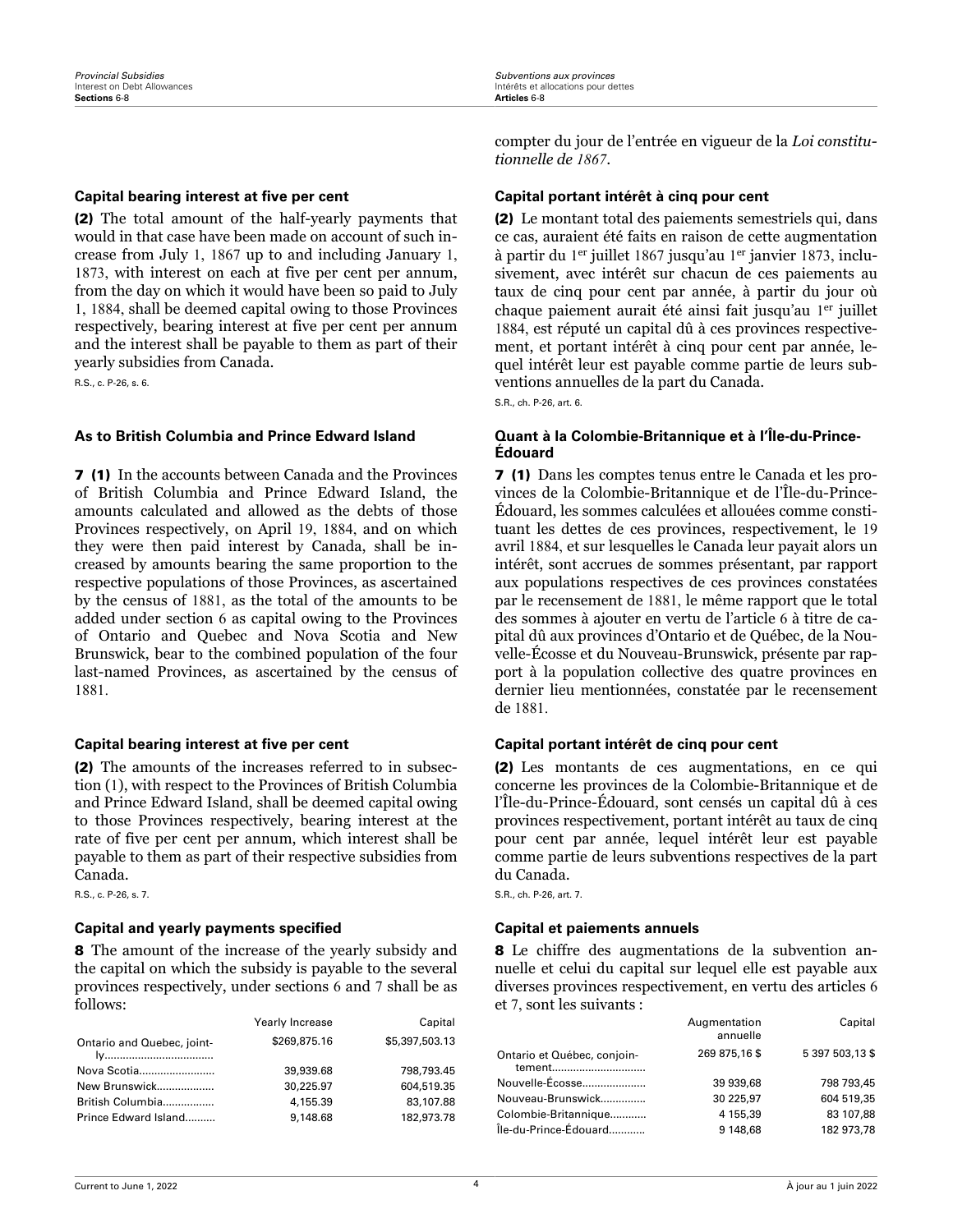compter du jour de l'entrée en vigueur de la *Loi constitutionnelle de 1867*.

### Capital bearing interest at five per cent

**(2)** The total amount of the half-yearly payments that would in that case have been made on account of such increase from July 1, 1867 up to and including January 1, 1873, with interest on each at five per cent per annum, from the day on which it would have been so paid to July 1, 1884, shall be deemed capital owing to those Provinces respectively, bearing interest at five per cent per annum and the interest shall be payable to them as part of their yearly subsidies from Canada.

R.S., c. P-26, s. 6.

### Capital portant intérêt à cinq pour cent

**(2)** Le montant total des paiements semestriels qui, dans ce cas, auraient été faits en raison de cette augmentation à partir du 1[er] juillet 1867 jusqu'au 1[er] janvier 1873, inclusivement, avec intérêt sur chacun de ces paiements au taux de cinq pour cent par année, à partir du jour où chaque paiement aurait été ainsi fait jusqu'au 1[er] juillet 1884, est réputé un capital dû à ces provinces respectivement, et portant intérêt à cinq pour cent par année, lequel intérêt leur est payable comme partie de leurs subventions annuelles de la part du Canada.

S.R., ch. P-26, art. 6.

### As to British Columbia and Prince Edward Island

**7 (1)** In the accounts between Canada and the Provinces of British Columbia and Prince Edward Island, the amounts calculated and allowed as the debts of those Provinces respectively, on April 19, 1884, and on which they were then paid interest by Canada, shall be increased by amounts bearing the same proportion to the respective populations of those Provinces, as ascertained by the census of 1881, as the total of the amounts to be added under section 6 as capital owing to the Provinces of Ontario and Quebec and Nova Scotia and New Brunswick, bear to the combined population of the four last-named Provinces, as ascertained by the census of 1881.

### Quant à la Colombie-Britannique et à l'Île-du-Prince-Édouard

**7 (1)** Dans les comptes tenus entre le Canada et les provinces de la Colombie-Britannique et de l'Île-du-Prince-Édouard, les sommes calculées et allouées comme constituant les dettes de ces provinces, respectivement, le 19 avril 1884, et sur lesquelles le Canada leur payait alors un intérêt, sont accrues de sommes présentant, par rapport aux populations respectives de ces provinces constatées par le recensement de 1881, le même rapport que le total des sommes à ajouter en vertu de l'article 6 à titre de capital dû aux provinces d'Ontario et de Québec, de la Nouvelle-Écosse et du Nouveau-Brunswick, présente par rapport à la population collective des quatre provinces en dernier lieu mentionnées, constatée par le recensement de 1881.

### Capital bearing interest at five per cent

**(2)** The amounts of the increases referred to in subsection (1), with respect to the Provinces of British Columbia and Prince Edward Island, shall be deemed capital owing to those Provinces respectively, bearing interest at the rate of five per cent per annum, which interest shall be payable to them as part of their respective subsidies from Canada.

R.S., c. P-26, s. 7.

### Capital portant intérêt de cinq pour cent

**(2)** Les montants de ces augmentations, en ce qui concerne les provinces de la Colombie-Britannique et de l'Île-du-Prince-Édouard, sont censés un capital dû à ces provinces respectivement, portant intérêt au taux de cinq pour cent par année, lequel intérêt leur est payable comme partie de leurs subventions respectives de la part du Canada.

S.R., ch. P-26, art. 7.

### Capital and yearly payments specified

**8** The amount of the increase of the yearly subsidy and the capital on which the subsidy is payable to the several provinces respectively, under sections 6 and 7 shall be as follows:

| | Yearly Increase | Capital |
|---|---|---|
| Ontario and Quebec, jointly | $269,875.16 | $5,397,503.13 |
| Nova Scotia | 39,939.68 | 798,793.45 |
| New Brunswick | 30,225.97 | 604,519.35 |
| British Columbia | 4,155.39 | 83,107.88 |
| Prince Edward Island | 9,148.68 | 182,973.78 |

### Capital et paiements annuels

**8** Le chiffre des augmentations de la subvention annuelle et celui du capital sur lequel elle est payable aux diverses provinces respectivement, en vertu des articles 6 et 7, sont les suivants :

| | Augmentation annuelle | Capital |
|---|---|---|
| Ontario et Québec, conjointement | 269 875,16 $ | 5 397 503,13 $ |
| Nouvelle-Écosse | 39 939,68 | 798 793,45 |
| Nouveau-Brunswick | 30 225,97 | 604 519,35 |
| Colombie-Britannique | 4 155,39 | 83 107,88 |
| Île-du-Prince-Édouard | 9 148,68 | 182 973,78 |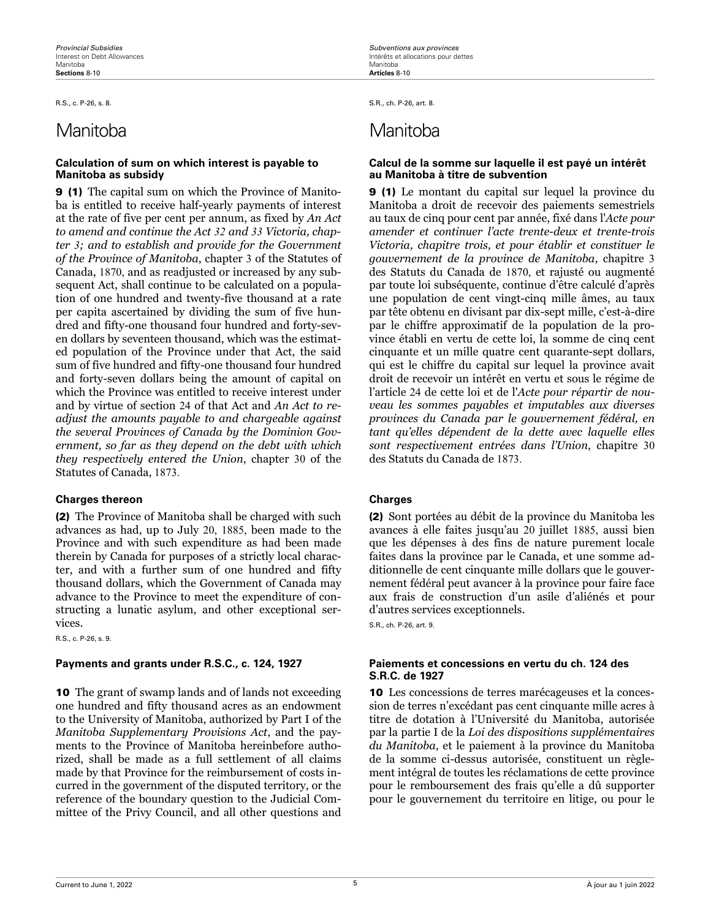R.S., c. P-26, s. 8.

# Manitoba

**Calculation of sum on which interest is payable to Manitoba as subsidy**

**9 (1)** The capital sum on which the Province of Manitoba is entitled to receive half-yearly payments of interest at the rate of five per cent per annum, as fixed by *An Act to amend and continue the Act 32 and 33 Victoria, chapter 3; and to establish and provide for the Government of the Province of Manitoba*, chapter 3 of the Statutes of Canada, 1870, and as readjusted or increased by any subsequent Act, shall continue to be calculated on a population of one hundred and twenty-five thousand at a rate per capita ascertained by dividing the sum of five hundred and fifty-one thousand four hundred and forty-seven dollars by seventeen thousand, which was the estimated population of the Province under that Act, the said sum of five hundred and fifty-one thousand four hundred and forty-seven dollars being the amount of capital on which the Province was entitled to receive interest under and by virtue of section 24 of that Act and *An Act to readjust the amounts payable to and chargeable against the several Provinces of Canada by the Dominion Government, so far as they depend on the debt with which they respectively entered the Union*, chapter 30 of the Statutes of Canada, 1873.

**Charges thereon**

**(2)** The Province of Manitoba shall be charged with such advances as had, up to July 20, 1885, been made to the Province and with such expenditure as had been made therein by Canada for purposes of a strictly local character, and with a further sum of one hundred and fifty thousand dollars, which the Government of Canada may advance to the Province to meet the expenditure of constructing a lunatic asylum, and other exceptional services.

R.S., c. P-26, s. 9.

**Payments and grants under R.S.C., c. 124, 1927**

**10** The grant of swamp lands and of lands not exceeding one hundred and fifty thousand acres as an endowment to the University of Manitoba, authorized by Part I of the *Manitoba Supplementary Provisions Act*, and the payments to the Province of Manitoba hereinbefore authorized, shall be made as a full settlement of all claims made by that Province for the reimbursement of costs incurred in the government of the disputed territory, or the reference of the boundary question to the Judicial Committee of the Privy Council, and all other questions and

S.R., ch. P-26, art. 8.

# Manitoba

**Calcul de la somme sur laquelle il est payé un intérêt au Manitoba à titre de subvention**

**9 (1)** Le montant du capital sur lequel la province du Manitoba a droit de recevoir des paiements semestriels au taux de cinq pour cent par année, fixé dans l'*Acte pour amender et continuer l'acte trente-deux et trente-trois Victoria, chapitre trois, et pour établir et constituer le gouvernement de la province de Manitoba*, chapitre 3 des Statuts du Canada de 1870, et rajusté ou augmenté par toute loi subséquente, continue d'être calculé d'après une population de cent vingt-cinq mille âmes, au taux par tête obtenu en divisant par dix-sept mille, c'est-à-dire par le chiffre approximatif de la population de la province établi en vertu de cette loi, la somme de cinq cent cinquante et un mille quatre cent quarante-sept dollars, qui est le chiffre du capital sur lequel la province avait droit de recevoir un intérêt en vertu et sous le régime de l'article 24 de cette loi et de l'*Acte pour répartir de nouveau les sommes payables et imputables aux diverses provinces du Canada par le gouvernement fédéral, en tant qu'elles dépendent de la dette avec laquelle elles sont respectivement entrées dans l'Union*, chapitre 30 des Statuts du Canada de 1873.

**Charges**

**(2)** Sont portées au débit de la province du Manitoba les avances à elle faites jusqu'au 20 juillet 1885, aussi bien que les dépenses à des fins de nature purement locale faites dans la province par le Canada, et une somme additionnelle de cent cinquante mille dollars que le gouvernement fédéral peut avancer à la province pour faire face aux frais de construction d'un asile d'aliénés et pour d'autres services exceptionnels.

S.R., ch. P-26, art. 9.

**Paiements et concessions en vertu du ch. 124 des S.R.C. de 1927**

**10** Les concessions de terres marécageuses et la concession de terres n'excédant pas cent cinquante mille acres à titre de dotation à l'Université du Manitoba, autorisée par la partie I de la *Loi des dispositions supplémentaires du Manitoba*, et le paiement à la province du Manitoba de la somme ci-dessus autorisée, constituent un règlement intégral de toutes les réclamations de cette province pour le remboursement des frais qu'elle a dû supporter pour le gouvernement du territoire en litige, ou pour le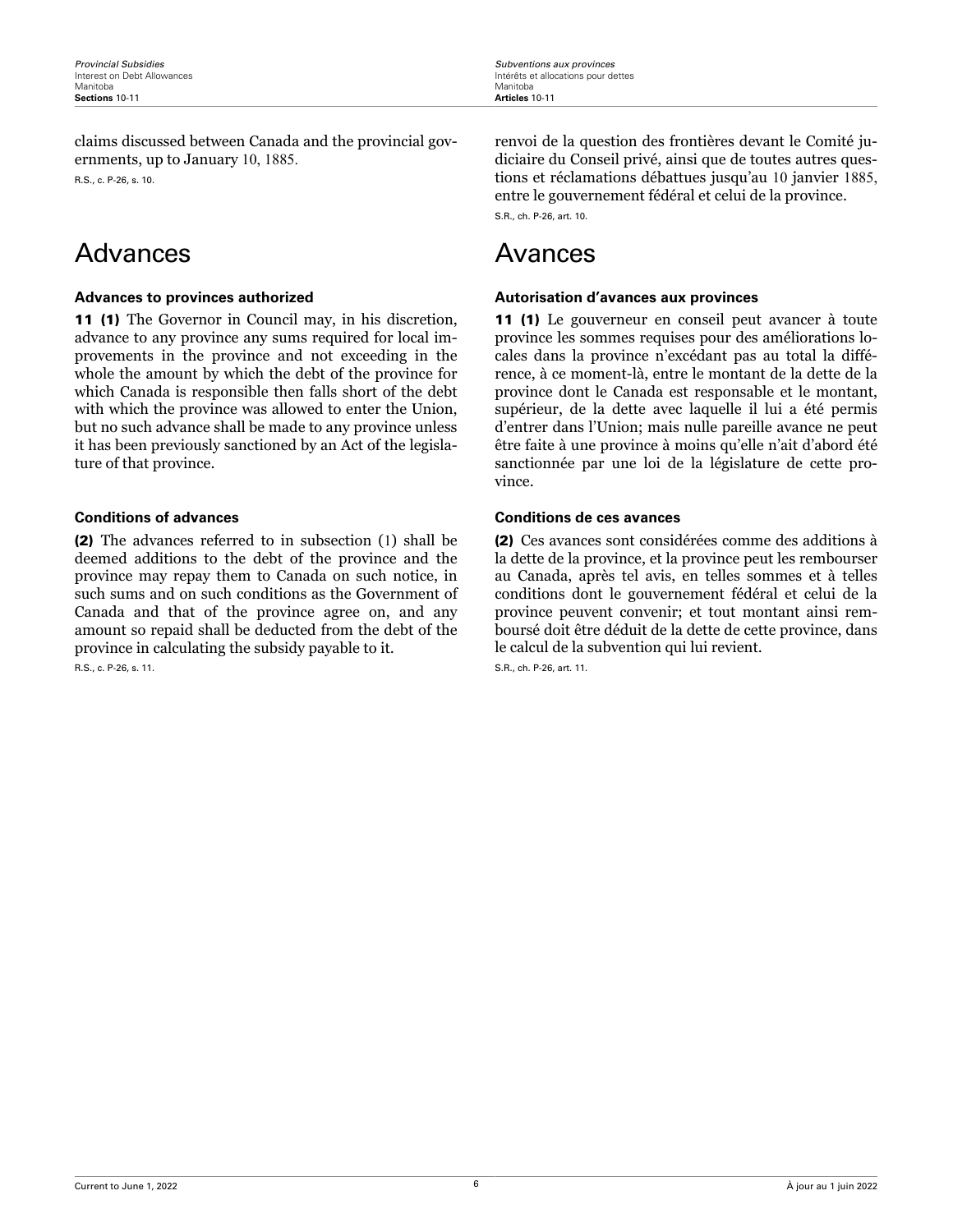claims discussed between Canada and the provincial governments, up to January 10, 1885.

R.S., c. P-26, s. 10.

# Advances

### Advances to provinces authorized

**11 (1)** The Governor in Council may, in his discretion, advance to any province any sums required for local improvements in the province and not exceeding in the whole the amount by which the debt of the province for which Canada is responsible then falls short of the debt with which the province was allowed to enter the Union, but no such advance shall be made to any province unless it has been previously sanctioned by an Act of the legislature of that province.

### Conditions of advances

**(2)** The advances referred to in subsection (1) shall be deemed additions to the debt of the province and the province may repay them to Canada on such notice, in such sums and on such conditions as the Government of Canada and that of the province agree on, and any amount so repaid shall be deducted from the debt of the province in calculating the subsidy payable to it.

R.S., c. P-26, s. 11.

renvoi de la question des frontières devant le Comité judiciaire du Conseil privé, ainsi que de toutes autres questions et réclamations débattues jusqu'au 10 janvier 1885, entre le gouvernement fédéral et celui de la province.

S.R., ch. P-26, art. 10.

# Avances

### Autorisation d'avances aux provinces

**11 (1)** Le gouverneur en conseil peut avancer à toute province les sommes requises pour des améliorations locales dans la province n'excédant pas au total la différence, à ce moment-là, entre le montant de la dette de la province dont le Canada est responsable et le montant, supérieur, de la dette avec laquelle il lui a été permis d'entrer dans l'Union; mais nulle pareille avance ne peut être faite à une province à moins qu'elle n'ait d'abord été sanctionnée par une loi de la législature de cette province.

### Conditions de ces avances

**(2)** Ces avances sont considérées comme des additions à la dette de la province, et la province peut les rembourser au Canada, après tel avis, en telles sommes et à telles conditions dont le gouvernement fédéral et celui de la province peuvent convenir; et tout montant ainsi remboursé doit être déduit de la dette de cette province, dans le calcul de la subvention qui lui revient.

S.R., ch. P-26, art. 11.